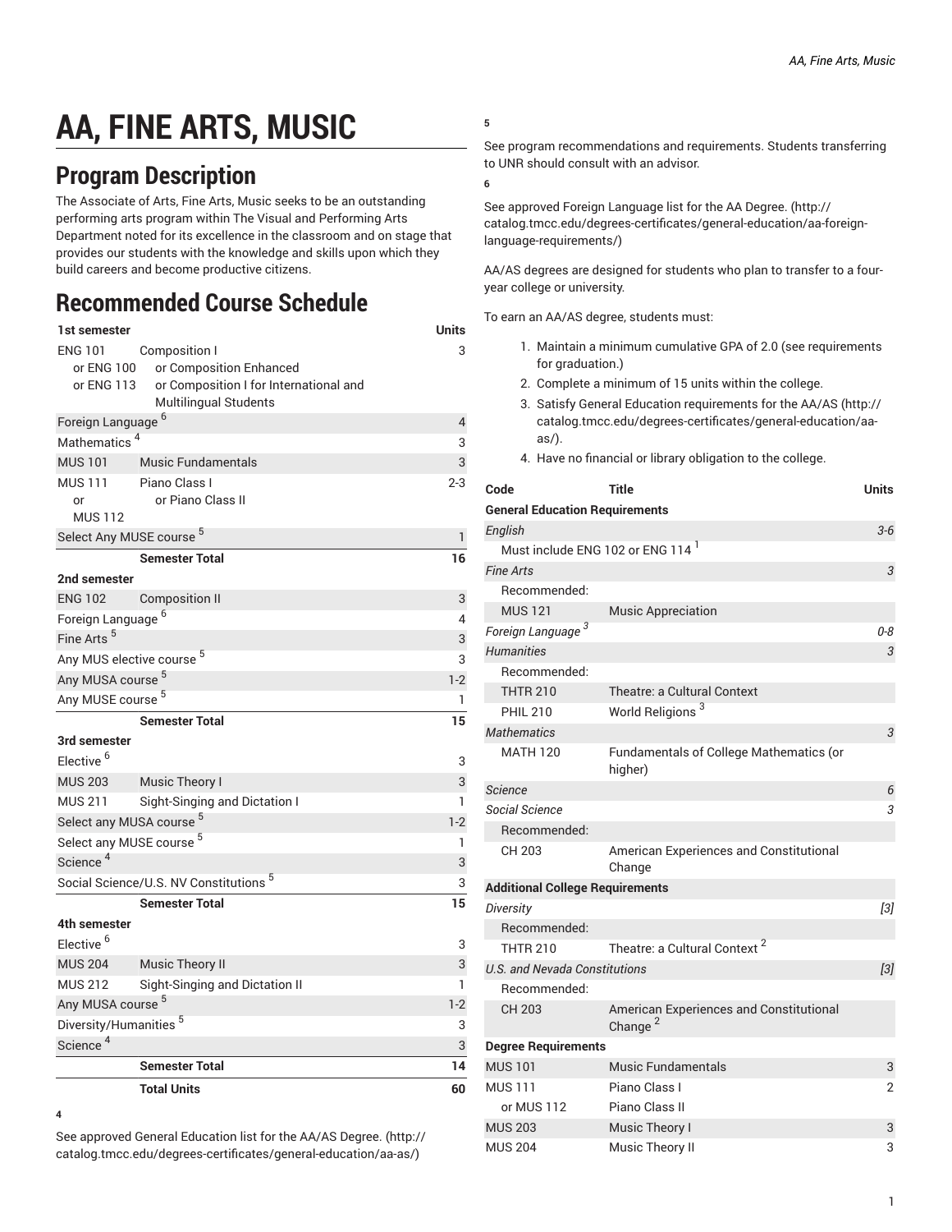# AA, FINE ARTS, MUSIC

## Program Description

The Associate of Arts, Fine Arts, Music seeks to be an outstanding performing arts program within The Visual and Performing Arts Department noted for its excellence in the classroom and on stage that provides our students with the knowledge and skills upon which they build careers and become productive citizens.

## Recommended Course Schedule

| 1st semester | | Units |
|---|---|---|
| ENG 101 | Composition I | 3 |
| or ENG 100 | or Composition Enhanced | |
| or ENG 113 | or Composition I for International and Multilingual Students | |
| Foreign Language [6] | | 4 |
| Mathematics [4] | | 3 |
| MUS 101 | Music Fundamentals | 3 |
| MUS 111 or MUS 112 | Piano Class I or Piano Class II | 2-3 |
| Select Any MUSE course [5] | | 1 |
| | **Semester Total** | **16** |
| **2nd semester** | | |
| ENG 102 | Composition II | 3 |
| Foreign Language [6] | | 4 |
| Fine Arts [5] | | 3 |
| Any MUS elective course [5] | | 3 |
| Any MUSA course [5] | | 1-2 |
| Any MUSE course [5] | | 1 |
| | **Semester Total** | **15** |
| **3rd semester** | | |
| Elective [6] | | 3 |
| MUS 203 | Music Theory I | 3 |
| MUS 211 | Sight-Singing and Dictation I | 1 |
| Select any MUSA course [5] | | 1-2 |
| Select any MUSE course [5] | | 1 |
| Science [4] | | 3 |
| Social Science/U.S. NV Constitutions [5] | | 3 |
| | **Semester Total** | **15** |
| **4th semester** | | |
| Elective [6] | | 3 |
| MUS 204 | Music Theory II | 3 |
| MUS 212 | Sight-Singing and Dictation II | 1 |
| Any MUSA course [5] | | 1-2 |
| Diversity/Humanities [5] | | 3 |
| Science [4] | | 3 |
| | **Semester Total** | **14** |
| | **Total Units** | **60** |

**4**

See approved General Education list for the AA/AS Degree. (http://catalog.tmcc.edu/degrees-certificates/general-education/aa-as/)

**5**

See program recommendations and requirements. Students transferring to UNR should consult with an advisor.

**6**

See approved Foreign Language list for the AA Degree. (http://catalog.tmcc.edu/degrees-certificates/general-education/aa-foreign-language-requirements/)

AA/AS degrees are designed for students who plan to transfer to a four-year college or university.

To earn an AA/AS degree, students must:

1. Maintain a minimum cumulative GPA of 2.0 (see requirements for graduation.)
2. Complete a minimum of 15 units within the college.
3. Satisfy General Education requirements for the AA/AS (http://catalog.tmcc.edu/degrees-certificates/general-education/aa-as/).
4. Have no financial or library obligation to the college.

| Code | Title | Units |
|---|---|---|
| **General Education Requirements** | | |
| *English* | | *3-6* |
| Must include ENG 102 or ENG 114 [1] | | |
| *Fine Arts* | | *3* |
| Recommended: | | |
| MUS 121 | Music Appreciation | |
| *Foreign Language [3]* | | *0-8* |
| *Humanities* | | *3* |
| Recommended: | | |
| THTR 210 | Theatre: a Cultural Context | |
| PHIL 210 | World Religions [3] | |
| *Mathematics* | | *3* |
| MATH 120 | Fundamentals of College Mathematics (or higher) | |
| *Science* | | *6* |
| *Social Science* | | *3* |
| Recommended: | | |
| CH 203 | American Experiences and Constitutional Change | |
| **Additional College Requirements** | | |
| *Diversity* | | *[3]* |
| Recommended: | | |
| THTR 210 | Theatre: a Cultural Context [2] | |
| *U.S. and Nevada Constitutions* | | *[3]* |
| Recommended: | | |
| CH 203 | American Experiences and Constitutional Change [2] | |
| **Degree Requirements** | | |
| MUS 101 | Music Fundamentals | 3 |
| MUS 111 | Piano Class I | 2 |
| or MUS 112 | Piano Class II | |
| MUS 203 | Music Theory I | 3 |
| MUS 204 | Music Theory II | 3 |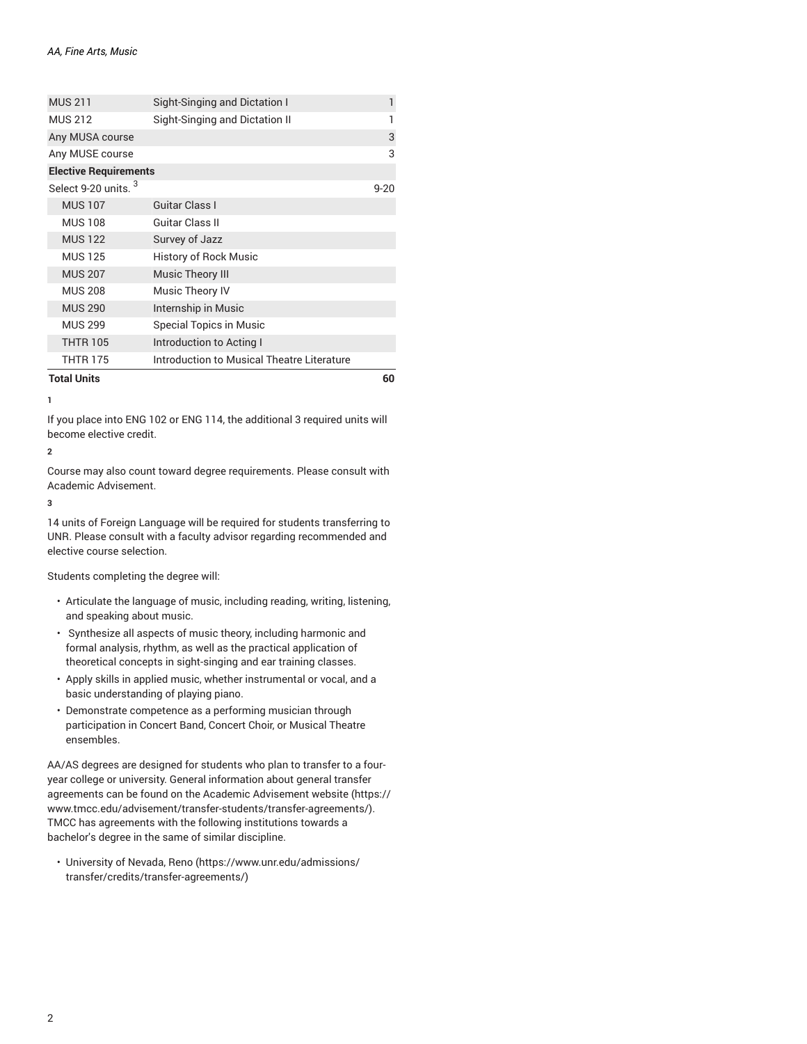| | | |
|---|---|---|
| MUS 211 | Sight-Singing and Dictation I | 1 |
| MUS 212 | Sight-Singing and Dictation II | 1 |
| Any MUSA course | | 3 |
| Any MUSE course | | 3 |
| **Elective Requirements** | | |
| Select 9-20 units. [3] | | 9-20 |
| MUS 107 | Guitar Class I | |
| MUS 108 | Guitar Class II | |
| MUS 122 | Survey of Jazz | |
| MUS 125 | History of Rock Music | |
| MUS 207 | Music Theory III | |
| MUS 208 | Music Theory IV | |
| MUS 290 | Internship in Music | |
| MUS 299 | Special Topics in Music | |
| THTR 105 | Introduction to Acting I | |
| THTR 175 | Introduction to Musical Theatre Literature | |
| **Total Units** | | **60** |

**1**

If you place into ENG 102 or ENG 114, the additional 3 required units will become elective credit.

**2**

Course may also count toward degree requirements. Please consult with Academic Advisement.

**3**

14 units of Foreign Language will be required for students transferring to UNR. Please consult with a faculty advisor regarding recommended and elective course selection.

Students completing the degree will:

- Articulate the language of music, including reading, writing, listening, and speaking about music.
- Synthesize all aspects of music theory, including harmonic and formal analysis, rhythm, as well as the practical application of theoretical concepts in sight-singing and ear training classes.
- Apply skills in applied music, whether instrumental or vocal, and a basic understanding of playing piano.
- Demonstrate competence as a performing musician through participation in Concert Band, Concert Choir, or Musical Theatre ensembles.

AA/AS degrees are designed for students who plan to transfer to a four-year college or university. General information about general transfer agreements can be found on the Academic Advisement website (https://www.tmcc.edu/advisement/transfer-students/transfer-agreements/). TMCC has agreements with the following institutions towards a bachelor's degree in the same of similar discipline.

- University of Nevada, Reno (https://www.unr.edu/admissions/transfer/credits/transfer-agreements/)